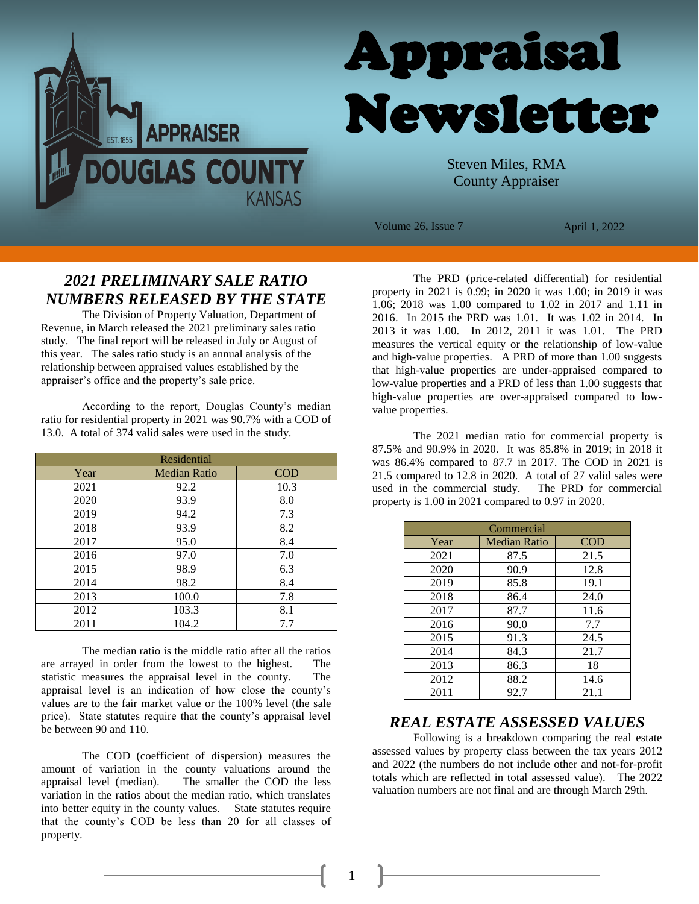# Appraisal Newsletter

DOUGLAS COUNTY APPRAISER, KANSAS — EST. 1855

Steven Miles, RMA
County Appraiser

Volume 26, Issue 7 — April 1, 2022

## *2021 PRELIMINARY SALE RATIO NUMBERS RELEASED BY THE STATE*

The Division of Property Valuation, Department of Revenue, in March released the 2021 preliminary sales ratio study. The final report will be released in July or August of this year. The sales ratio study is an annual analysis of the relationship between appraised values established by the appraiser's office and the property's sale price.

According to the report, Douglas County's median ratio for residential property in 2021 was 90.7% with a COD of 13.0. A total of 374 valid sales were used in the study.

| Residential | | |
|---|---|---|
| Year | Median Ratio | COD |
| 2021 | 92.2 | 10.3 |
| 2020 | 93.9 | 8.0 |
| 2019 | 94.2 | 7.3 |
| 2018 | 93.9 | 8.2 |
| 2017 | 95.0 | 8.4 |
| 2016 | 97.0 | 7.0 |
| 2015 | 98.9 | 6.3 |
| 2014 | 98.2 | 8.4 |
| 2013 | 100.0 | 7.8 |
| 2012 | 103.3 | 8.1 |
| 2011 | 104.2 | 7.7 |

The median ratio is the middle ratio after all the ratios are arrayed in order from the lowest to the highest. The statistic measures the appraisal level in the county. The appraisal level is an indication of how close the county's values are to the fair market value or the 100% level (the sale price). State statutes require that the county's appraisal level be between 90 and 110.

The COD (coefficient of dispersion) measures the amount of variation in the county valuations around the appraisal level (median). The smaller the COD the less variation in the ratios about the median ratio, which translates into better equity in the county values. State statutes require that the county's COD be less than 20 for all classes of property.

The PRD (price-related differential) for residential property in 2021 is 0.99; in 2020 it was 1.00; in 2019 it was 1.06; 2018 was 1.00 compared to 1.02 in 2017 and 1.11 in 2016. In 2015 the PRD was 1.01. It was 1.02 in 2014. In 2013 it was 1.00. In 2012, 2011 it was 1.01. The PRD measures the vertical equity or the relationship of low-value and high-value properties. A PRD of more than 1.00 suggests that high-value properties are under-appraised compared to low-value properties and a PRD of less than 1.00 suggests that high-value properties are over-appraised compared to low-value properties.

The 2021 median ratio for commercial property is 87.5% and 90.9% in 2020. It was 85.8% in 2019; in 2018 it was 86.4% compared to 87.7 in 2017. The COD in 2021 is 21.5 compared to 12.8 in 2020. A total of 27 valid sales were used in the commercial study. The PRD for commercial property is 1.00 in 2021 compared to 0.97 in 2020.

| Commercial | | |
|---|---|---|
| Year | Median Ratio | COD |
| 2021 | 87.5 | 21.5 |
| 2020 | 90.9 | 12.8 |
| 2019 | 85.8 | 19.1 |
| 2018 | 86.4 | 24.0 |
| 2017 | 87.7 | 11.6 |
| 2016 | 90.0 | 7.7 |
| 2015 | 91.3 | 24.5 |
| 2014 | 84.3 | 21.7 |
| 2013 | 86.3 | 18 |
| 2012 | 88.2 | 14.6 |
| 2011 | 92.7 | 21.1 |

## *REAL ESTATE ASSESSED VALUES*

Following is a breakdown comparing the real estate assessed values by property class between the tax years 2012 and 2022 (the numbers do not include other and not-for-profit totals which are reflected in total assessed value). The 2022 valuation numbers are not final and are through March 29th.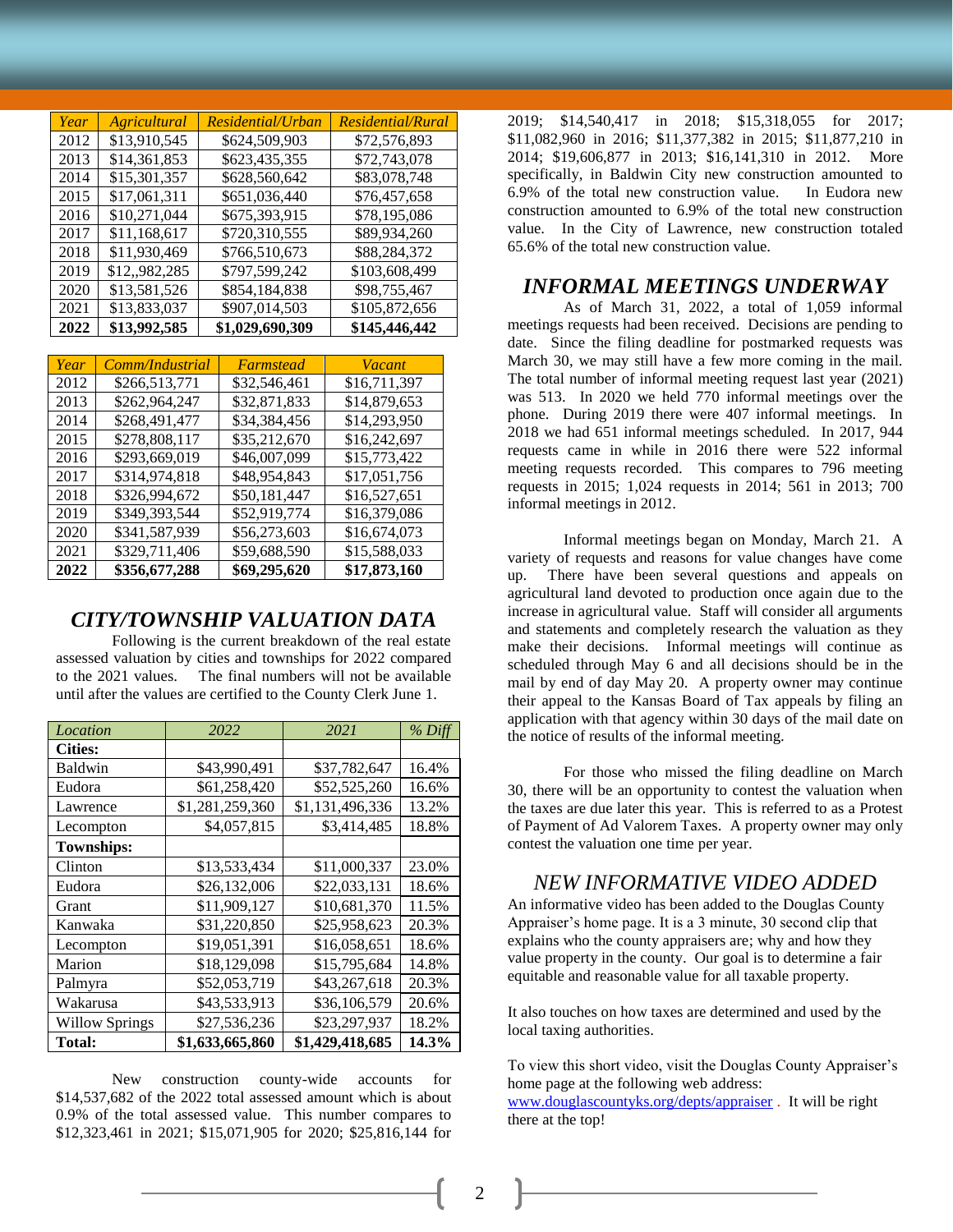| Year | Agricultural | Residential/Urban | Residential/Rural |
|---|---|---|---|
| 2012 | $13,910,545 | $624,509,903 | $72,576,893 |
| 2013 | $14,361,853 | $623,435,355 | $72,743,078 |
| 2014 | $15,301,357 | $628,560,642 | $83,078,748 |
| 2015 | $17,061,311 | $651,036,440 | $76,457,658 |
| 2016 | $10,271,044 | $675,393,915 | $78,195,086 |
| 2017 | $11,168,617 | $720,310,555 | $89,934,260 |
| 2018 | $11,930,469 | $766,510,673 | $88,284,372 |
| 2019 | $12,,982,285 | $797,599,242 | $103,608,499 |
| 2020 | $13,581,526 | $854,184,838 | $98,755,467 |
| 2021 | $13,833,037 | $907,014,503 | $105,872,656 |
| **2022** | **$13,992,585** | **$1,029,690,309** | **$145,446,442** |

| Year | Comm/Industrial | Farmstead | Vacant |
|---|---|---|---|
| 2012 | $266,513,771 | $32,546,461 | $16,711,397 |
| 2013 | $262,964,247 | $32,871,833 | $14,879,653 |
| 2014 | $268,491,477 | $34,384,456 | $14,293,950 |
| 2015 | $278,808,117 | $35,212,670 | $16,242,697 |
| 2016 | $293,669,019 | $46,007,099 | $15,773,422 |
| 2017 | $314,974,818 | $48,954,843 | $17,051,756 |
| 2018 | $326,994,672 | $50,181,447 | $16,527,651 |
| 2019 | $349,393,544 | $52,919,774 | $16,379,086 |
| 2020 | $341,587,939 | $56,273,603 | $16,674,073 |
| 2021 | $329,711,406 | $59,688,590 | $15,588,033 |
| **2022** | **$356,677,288** | **$69,295,620** | **$17,873,160** |

## *CITY/TOWNSHIP VALUATION DATA*

Following is the current breakdown of the real estate assessed valuation by cities and townships for 2022 compared to the 2021 values. The final numbers will not be available until after the values are certified to the County Clerk June 1.

| Location | 2022 | 2021 | % Diff |
|---|---|---|---|
| **Cities:** | | | |
| Baldwin | $43,990,491 | $37,782,647 | 16.4% |
| Eudora | $61,258,420 | $52,525,260 | 16.6% |
| Lawrence | $1,281,259,360 | $1,131,496,336 | 13.2% |
| Lecompton | $4,057,815 | $3,414,485 | 18.8% |
| **Townships:** | | | |
| Clinton | $13,533,434 | $11,000,337 | 23.0% |
| Eudora | $26,132,006 | $22,033,131 | 18.6% |
| Grant | $11,909,127 | $10,681,370 | 11.5% |
| Kanwaka | $31,220,850 | $25,958,623 | 20.3% |
| Lecompton | $19,051,391 | $16,058,651 | 18.6% |
| Marion | $18,129,098 | $15,795,684 | 14.8% |
| Palmyra | $52,053,719 | $43,267,618 | 20.3% |
| Wakarusa | $43,533,913 | $36,106,579 | 20.6% |
| Willow Springs | $27,536,236 | $23,297,937 | 18.2% |
| **Total:** | **$1,633,665,860** | **$1,429,418,685** | **14.3%** |

New construction county-wide accounts for $14,537,682 of the 2022 total assessed amount which is about 0.9% of the total assessed value. This number compares to $12,323,461 in 2021; $15,071,905 for 2020; $25,816,144 for 2019; $14,540,417 in 2018; $15,318,055 for 2017; $11,082,960 in 2016; $11,377,382 in 2015; $11,877,210 in 2014; $19,606,877 in 2013; $16,141,310 in 2012. More specifically, in Baldwin City new construction amounted to 6.9% of the total new construction value. In Eudora new construction amounted to 6.9% of the total new construction value. In the City of Lawrence, new construction totaled 65.6% of the total new construction value.

## *INFORMAL MEETINGS UNDERWAY*

As of March 31, 2022, a total of 1,059 informal meetings requests had been received. Decisions are pending to date. Since the filing deadline for postmarked requests was March 30, we may still have a few more coming in the mail. The total number of informal meeting request last year (2021) was 513. In 2020 we held 770 informal meetings over the phone. During 2019 there were 407 informal meetings. In 2018 we had 651 informal meetings scheduled. In 2017, 944 requests came in while in 2016 there were 522 informal meeting requests recorded. This compares to 796 meeting requests in 2015; 1,024 requests in 2014; 561 in 2013; 700 informal meetings in 2012.

Informal meetings began on Monday, March 21. A variety of requests and reasons for value changes have come up. There have been several questions and appeals on agricultural land devoted to production once again due to the increase in agricultural value. Staff will consider all arguments and statements and completely research the valuation as they make their decisions. Informal meetings will continue as scheduled through May 6 and all decisions should be in the mail by end of day May 20. A property owner may continue their appeal to the Kansas Board of Tax appeals by filing an application with that agency within 30 days of the mail date on the notice of results of the informal meeting.

For those who missed the filing deadline on March 30, there will be an opportunity to contest the valuation when the taxes are due later this year. This is referred to as a Protest of Payment of Ad Valorem Taxes. A property owner may only contest the valuation one time per year.

## *NEW INFORMATIVE VIDEO ADDED*

An informative video has been added to the Douglas County Appraiser's home page. It is a 3 minute, 30 second clip that explains who the county appraisers are; why and how they value property in the county. Our goal is to determine a fair equitable and reasonable value for all taxable property.

It also touches on how taxes are determined and used by the local taxing authorities.

To view this short video, visit the Douglas County Appraiser's home page at the following web address: www.douglascountyks.org/depts/appraiser . It will be right there at the top!